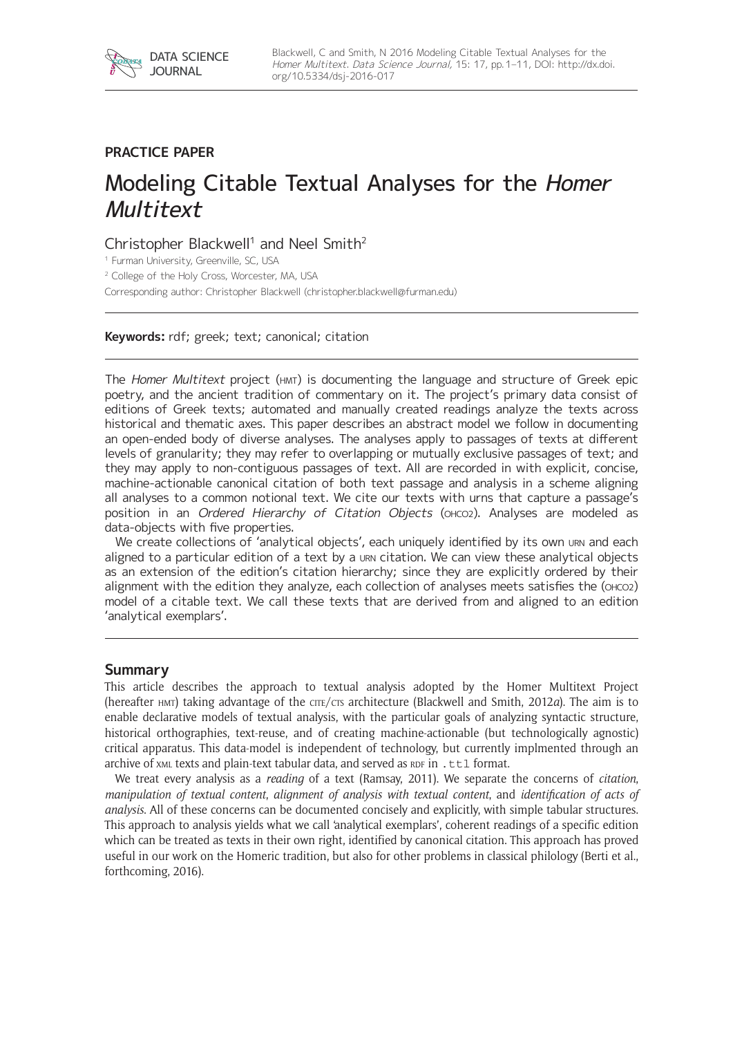PRACTICE PAPER

# Modeling Citable Textual Analyses for the *Homer Multitext*

Christopher Blackwell[1] and Neel Smith[2]

[1] Furman University, Greenville, SC, USA

[2] College of the Holy Cross, Worcester, MA, USA

Corresponding author: Christopher Blackwell (christopher.blackwell@furman.edu)

**Keywords:** rdf; greek; text; canonical; citation

The *Homer Multitext* project (HMT) is documenting the language and structure of Greek epic poetry, and the ancient tradition of commentary on it. The project's primary data consist of editions of Greek texts; automated and manually created readings analyze the texts across historical and thematic axes. This paper describes an abstract model we follow in documenting an open-ended body of diverse analyses. The analyses apply to passages of texts at different levels of granularity; they may refer to overlapping or mutually exclusive passages of text; and they may apply to non-contiguous passages of text. All are recorded in with explicit, concise, machine-actionable canonical citation of both text passage and analysis in a scheme aligning all analyses to a common notional text. We cite our texts with URNs that capture a passage's position in an *Ordered Hierarchy of Citation Objects* (OHCO2). Analyses are modeled as data-objects with five properties.

We create collections of 'analytical objects', each uniquely identified by its own URN and each aligned to a particular edition of a text by a URN citation. We can view these analytical objects as an extension of the edition's citation hierarchy; since they are explicitly ordered by their alignment with the edition they analyze, each collection of analyses meets satisfies the (OHCO2) model of a citable text. We call these texts that are derived from and aligned to an edition 'analytical exemplars'.

## Summary

This article describes the approach to textual analysis adopted by the Homer Multitext Project (hereafter HMT) taking advantage of the CITE/CTS architecture (Blackwell and Smith, 2012*a*). The aim is to enable declarative models of textual analysis, with the particular goals of analyzing syntactic structure, historical orthographies, text-reuse, and of creating machine-actionable (but technologically agnostic) critical apparatus. This data-model is independent of technology, but currently implmented through an archive of XML texts and plain-text tabular data, and served as RDF in `.ttl` format.

We treat every analysis as a *reading* of a text (Ramsay, 2011). We separate the concerns of *citation*, *manipulation of textual content*, *alignment of analysis with textual content*, and *identification of acts of analysis*. All of these concerns can be documented concisely and explicitly, with simple tabular structures. This approach to analysis yields what we call 'analytical exemplars', coherent readings of a specific edition which can be treated as texts in their own right, identified by canonical citation. This approach has proved useful in our work on the Homeric tradition, but also for other problems in classical philology (Berti et al., forthcoming, 2016).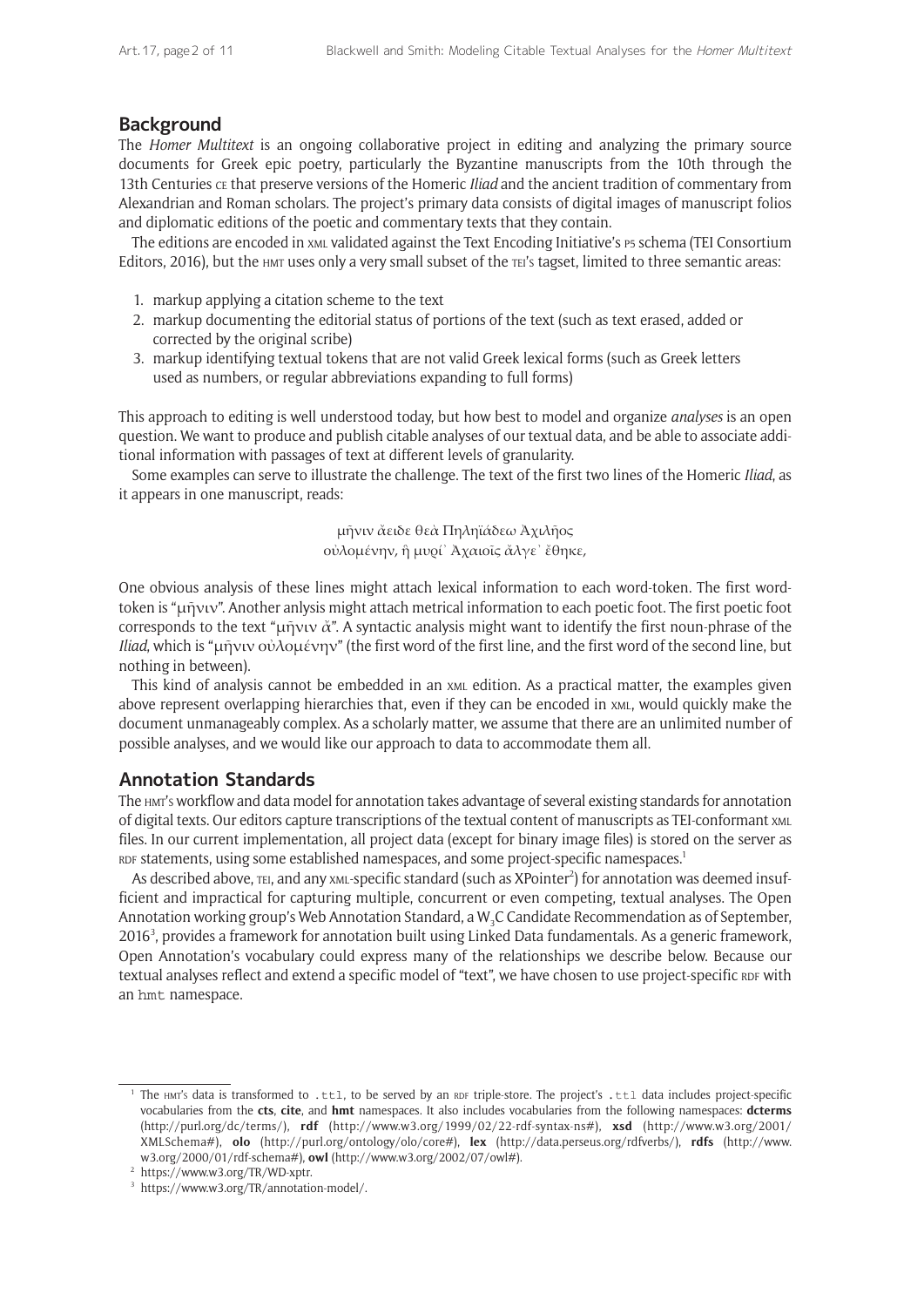## Background

The *Homer Multitext* is an ongoing collaborative project in editing and analyzing the primary source documents for Greek epic poetry, particularly the Byzantine manuscripts from the 10th through the 13th Centuries CE that preserve versions of the Homeric *Iliad* and the ancient tradition of commentary from Alexandrian and Roman scholars. The project's primary data consists of digital images of manuscript folios and diplomatic editions of the poetic and commentary texts that they contain.

The editions are encoded in XML validated against the Text Encoding Initiative's P5 schema (TEI Consortium Editors, 2016), but the HMT uses only a very small subset of the TEI's tagset, limited to three semantic areas:

1. markup applying a citation scheme to the text
2. markup documenting the editorial status of portions of the text (such as text erased, added or corrected by the original scribe)
3. markup identifying textual tokens that are not valid Greek lexical forms (such as Greek letters used as numbers, or regular abbreviations expanding to full forms)

This approach to editing is well understood today, but how best to model and organize *analyses* is an open question. We want to produce and publish citable analyses of our textual data, and be able to associate additional information with passages of text at different levels of granularity.

Some examples can serve to illustrate the challenge. The text of the first two lines of the Homeric *Iliad*, as it appears in one manuscript, reads:

μῆνιν ἄειδε θεὰ Πηληϊάδεω Ἀχιλῆος
οὐλομένην, ἣ μυρί᾽ Ἀχαιοῖς ἄλγε᾽ ἔθηκε,

One obvious analysis of these lines might attach lexical information to each word-token. The first word-token is "μῆνιν". Another anlysis might attach metrical information to each poetic foot. The first poetic foot corresponds to the text "μῆνιν ἄ". A syntactic analysis might want to identify the first noun-phrase of the *Iliad*, which is "μῆνιν οὐλομένην" (the first word of the first line, and the first word of the second line, but nothing in between).

This kind of analysis cannot be embedded in an XML edition. As a practical matter, the examples given above represent overlapping hierarchies that, even if they can be encoded in XML, would quickly make the document unmanageably complex. As a scholarly matter, we assume that there are an unlimited number of possible analyses, and we would like our approach to data to accommodate them all.

## Annotation Standards

The HMT's workflow and data model for annotation takes advantage of several existing standards for annotation of digital texts. Our editors capture transcriptions of the textual content of manuscripts as TEI-conformant XML files. In our current implementation, all project data (except for binary image files) is stored on the server as RDF statements, using some established namespaces, and some project-specific namespaces.[1]

As described above, TEI, and any XML-specific standard (such as XPointer[2]) for annotation was deemed insufficient and impractical for capturing multiple, concurrent or even competing, textual analyses. The Open Annotation working group's Web Annotation Standard, a W$_3$C Candidate Recommendation as of September, 2016[3], provides a framework for annotation built using Linked Data fundamentals. As a generic framework, Open Annotation's vocabulary could express many of the relationships we describe below. Because our textual analyses reflect and extend a specific model of "text", we have chosen to use project-specific RDF with an `hmt` namespace.

---

[1] The HMT's data is transformed to `.ttl`, to be served by an RDF triple-store. The project's `.ttl` data includes project-specific vocabularies from the **cts**, **cite**, and **hmt** namespaces. It also includes vocabularies from the following namespaces: **dcterms** (http://purl.org/dc/terms/), **rdf** (http://www.w3.org/1999/02/22-rdf-syntax-ns#), **xsd** (http://www.w3.org/2001/XMLSchema#), **olo** (http://purl.org/ontology/olo/core#), **lex** (http://data.perseus.org/rdfverbs/), **rdfs** (http://www.w3.org/2000/01/rdf-schema#), **owl** (http://www.w3.org/2002/07/owl#).

[2] https://www.w3.org/TR/WD-xptr.

[3] https://www.w3.org/TR/annotation-model/.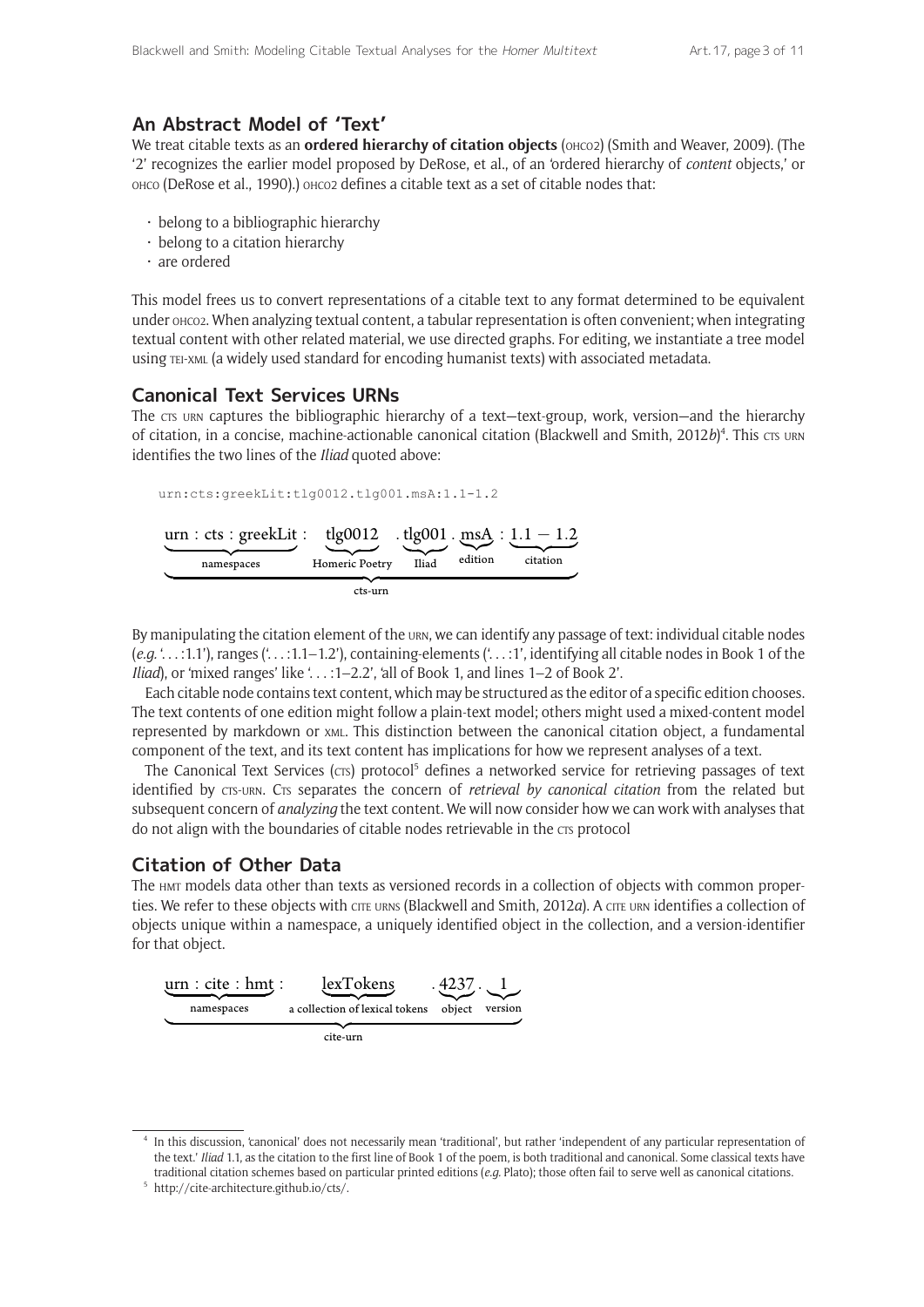## An Abstract Model of 'Text'

We treat citable texts as an **ordered hierarchy of citation objects** (OHCO2) (Smith and Weaver, 2009). (The '2' recognizes the earlier model proposed by DeRose, et al., of an 'ordered hierarchy of *content* objects,' or OHCO (DeRose et al., 1990).) OHCO2 defines a citable text as a set of citable nodes that:

- belong to a bibliographic hierarchy
- belong to a citation hierarchy
- are ordered

This model frees us to convert representations of a citable text to any format determined to be equivalent under OHCO2. When analyzing textual content, a tabular representation is often convenient; when integrating textual content with other related material, we use directed graphs. For editing, we instantiate a tree model using TEI-XML (a widely used standard for encoding humanist texts) with associated metadata.

## Canonical Text Services URNs

The CTS URN captures the bibliographic hierarchy of a text—text-group, work, version—and the hierarchy of citation, in a concise, machine-actionable canonical citation (Blackwell and Smith, 2012*b*)[4]. This CTS URN identifies the two lines of the *Iliad* quoted above:

```
urn:cts:greekLit:tlg0012.tlg001.msA:1.1-1.2
```

$$\underbrace{\underbrace{\text{urn : cts : greekLit}}_{\text{namespaces}} : \underbrace{\text{tlg0012}}_{\text{Homeric Poetry}} . \underbrace{\text{tlg001}}_{\text{Iliad}} . \underbrace{\text{msA}}_{\text{edition}} : \underbrace{1.1-1.2}_{\text{citation}}}_{\text{cts-urn}}$$

By manipulating the citation element of the URN, we can identify any passage of text: individual citable nodes (*e.g.* '. . . :1.1'), ranges ('. . . :1.1–1.2'), containing-elements ('. . . :1', identifying all citable nodes in Book 1 of the *Iliad*), or 'mixed ranges' like '. . . :1–2.2', 'all of Book 1, and lines 1–2 of Book 2'.

Each citable node contains text content, which may be structured as the editor of a specific edition chooses. The text contents of one edition might follow a plain-text model; others might used a mixed-content model represented by markdown or XML. This distinction between the canonical citation object, a fundamental component of the text, and its text content has implications for how we represent analyses of a text.

The Canonical Text Services (CTS) protocol[5] defines a networked service for retrieving passages of text identified by CTS-URN. CTS separates the concern of *retrieval by canonical citation* from the related but subsequent concern of *analyzing* the text content. We will now consider how we can work with analyses that do not align with the boundaries of citable nodes retrievable in the CTS protocol

## Citation of Other Data

The HMT models data other than texts as versioned records in a collection of objects with common properties. We refer to these objects with CITE URNS (Blackwell and Smith, 2012*a*). A CITE URN identifies a collection of objects unique within a namespace, a uniquely identified object in the collection, and a version-identifier for that object.

$$\underbrace{\underbrace{\text{urn : cite : hmt}}_{\text{namespaces}} : \underbrace{\text{lexTokens}}_{\text{a collection of lexical tokens}} . \underbrace{4237}_{\text{object}} . \underbrace{1}_{\text{version}}}_{\text{cite-urn}}$$

---

[4] In this discussion, 'canonical' does not necessarily mean 'traditional', but rather 'independent of any particular representation of the text.' *Iliad* 1.1, as the citation to the first line of Book 1 of the poem, is both traditional and canonical. Some classical texts have traditional citation schemes based on particular printed editions (*e.g.* Plato); those often fail to serve well as canonical citations.

[5] http://cite-architecture.github.io/cts/.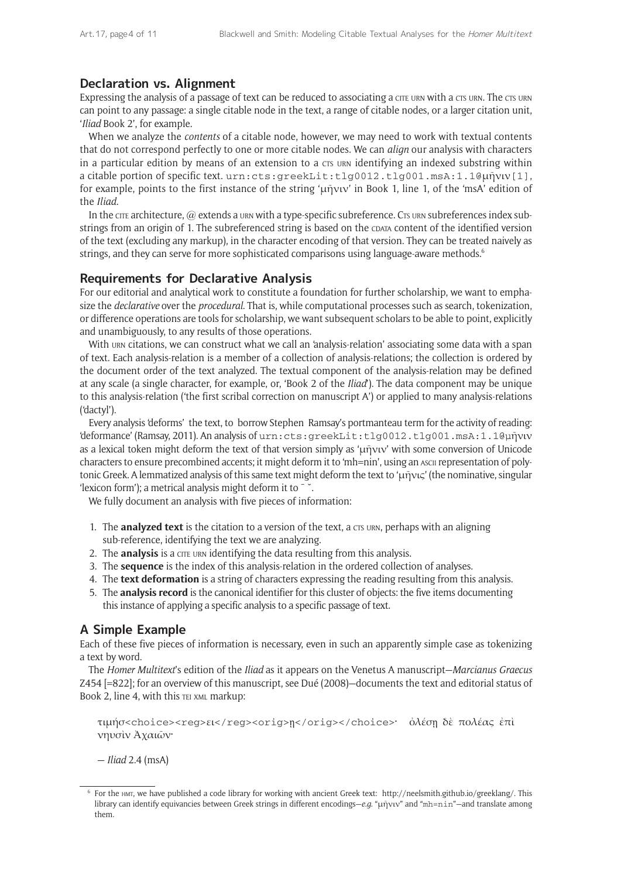## Declaration vs. Alignment

Expressing the analysis of a passage of text can be reduced to associating a CITE URN with a CTS URN. The CTS URN can point to any passage: a single citable node in the text, a range of citable nodes, or a larger citation unit, '*Iliad* Book 2', for example.

When we analyze the *contents* of a citable node, however, we may need to work with textual contents that do not correspond perfectly to one or more citable nodes. We can *align* our analysis with characters in a particular edition by means of an extension to a CTS URN identifying an indexed substring within a citable portion of specific text. `urn:cts:greekLit:tlg0012.tlg001.msA:1.1@μῆνιν[1]`, for example, points to the first instance of the string 'μῆνιν' in Book 1, line 1, of the 'msA' edition of the *Iliad*.

In the CITE architecture, @ extends a URN with a type-specific subreference. CTS URN subreferences index substrings from an origin of 1. The subreferenced string is based on the CDATA content of the identified version of the text (excluding any markup), in the character encoding of that version. They can be treated naively as strings, and they can serve for more sophisticated comparisons using language-aware methods.[6]

## Requirements for Declarative Analysis

For our editorial and analytical work to constitute a foundation for further scholarship, we want to emphasize the *declarative* over the *procedural*. That is, while computational processes such as search, tokenization, or difference operations are tools for scholarship, we want subsequent scholars to be able to point, explicitly and unambiguously, to any results of those operations.

With URN citations, we can construct what we call an 'analysis-relation' associating some data with a span of text. Each analysis-relation is a member of a collection of analysis-relations; the collection is ordered by the document order of the text analyzed. The textual component of the analysis-relation may be defined at any scale (a single character, for example, or, 'Book 2 of the *Iliad*'). The data component may be unique to this analysis-relation ('the first scribal correction on manuscript A') or applied to many analysis-relations ('dactyl').

Every analysis 'deforms' the text, to borrow Stephen Ramsay's portmanteau term for the activity of reading: 'deformance' (Ramsay, 2011). An analysis of `urn:cts:greekLit:tlg0012.tlg001.msA:1.1@μῆνιν` as a lexical token might deform the text of that version simply as 'μῆνιν' with some conversion of Unicode characters to ensure precombined accents; it might deform it to 'mh=nin', using an ASCII representation of polytonic Greek. A lemmatized analysis of this same text might deform the text to 'μῆνις' (the nominative, singular 'lexicon form'); a metrical analysis might deform it to ¯ ˘.

We fully document an analysis with five pieces of information:

1. The **analyzed text** is the citation to a version of the text, a CTS URN, perhaps with an aligning sub-reference, identifying the text we are analyzing.
2. The **analysis** is a CITE URN identifying the data resulting from this analysis.
3. The **sequence** is the index of this analysis-relation in the ordered collection of analyses.
4. The **text deformation** is a string of characters expressing the reading resulting from this analysis.
5. The **analysis record** is the canonical identifier for this cluster of objects: the five items documenting this instance of applying a specific analysis to a specific passage of text.

## A Simple Example

Each of these five pieces of information is necessary, even in such an apparently simple case as tokenizing a text by word.

The *Homer Multitext*'s edition of the *Iliad* as it appears on the Venetus A manuscript—*Marcianus Graecus* Z454 [=822]; for an overview of this manuscript, see Dué (2008)—documents the text and editorial status of Book 2, line 4, with this TEI XML markup:

```
τιμήσ<choice><reg>ει</reg><orig>η</orig></choice>· ὀλέσῃ δὲ πολέας ἐπὶ
νηυσὶν Ἀχαιῶν·
```

— *Iliad* 2.4 (msA)

[6] For the HMT, we have published a code library for working with ancient Greek text: http://neelsmith.github.io/greeklang/. This library can identify equivalencies between Greek strings in different encodings—*e.g.* "μῆνιν" and "mh=nin"—and translate among them.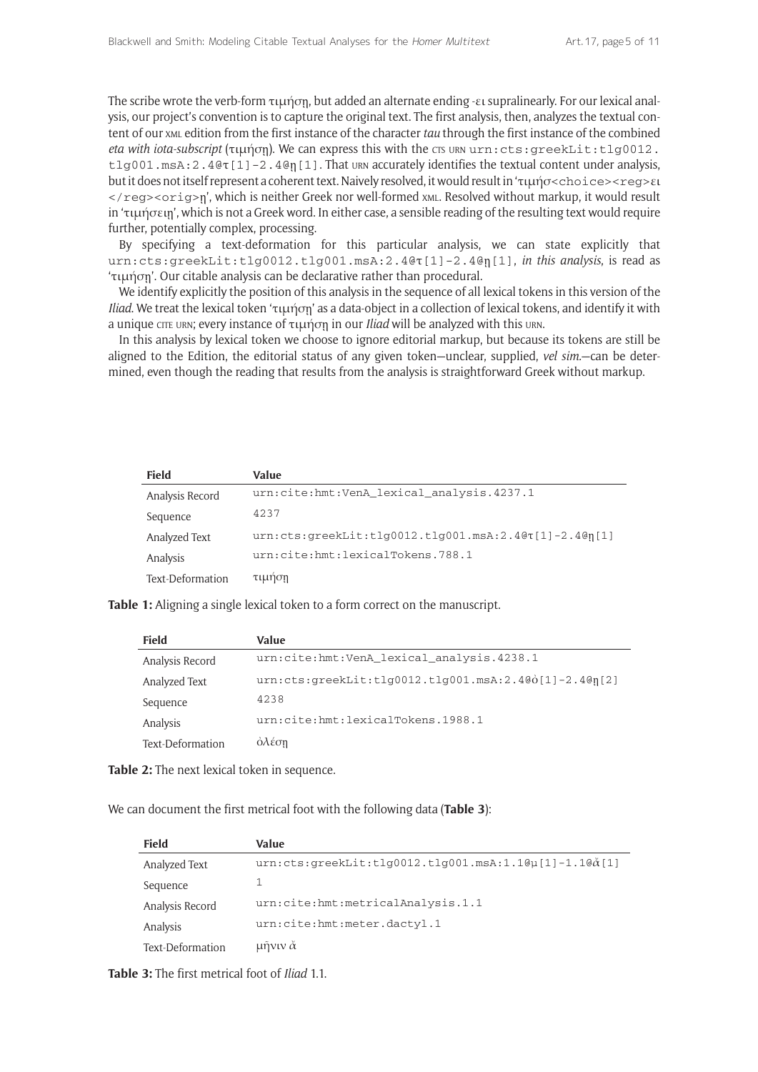The scribe wrote the verb-form τιμήσῃ, but added an alternate ending -ει supralinearly. For our lexical analysis, our project's convention is to capture the original text. The first analysis, then, analyzes the textual content of our XML edition from the first instance of the character *tau* through the first instance of the combined *eta with iota-subscript* (τιμήσῃ). We can express this with the CTS URN `urn:cts:greekLit:tlg0012.tlg001.msA:2.4@τ[1]-2.4@ῃ[1]`. That URN accurately identifies the textual content under analysis, but it does not itself represent a coherent text. Naively resolved, it would result in 'τιμήσ<choice><reg>ει</reg><orig>ῃ', which is neither Greek nor well-formed XML. Resolved without markup, it would result in 'τιμήσειῃ', which is not a Greek word. In either case, a sensible reading of the resulting text would require further, potentially complex, processing.

By specifying a text-deformation for this particular analysis, we can state explicitly that `urn:cts:greekLit:tlg0012.tlg001.msA:2.4@τ[1]-2.4@ῃ[1]`, *in this analysis*, is read as 'τιμήσῃ'. Our citable analysis can be declarative rather than procedural.

We identify explicitly the position of this analysis in the sequence of all lexical tokens in this version of the *Iliad*. We treat the lexical token 'τιμήσῃ' as a data-object in a collection of lexical tokens, and identify it with a unique CITE URN; every instance of τιμήσῃ in our *Iliad* will be analyzed with this URN.

In this analysis by lexical token we choose to ignore editorial markup, but because its tokens are still be aligned to the Edition, the editorial status of any given token—unclear, supplied, *vel sim*.—can be determined, even though the reading that results from the analysis is straightforward Greek without markup.

| Field | Value |
|---|---|
| Analysis Record | urn:cite:hmt:VenA_lexical_analysis.4237.1 |
| Sequence | 4237 |
| Analyzed Text | urn:cts:greekLit:tlg0012.tlg001.msA:2.4@τ[1]-2.4@ῃ[1] |
| Analysis | urn:cite:hmt:lexicalTokens.788.1 |
| Text-Deformation | τιμήσῃ |

**Table 1:** Aligning a single lexical token to a form correct on the manuscript.

| Field | Value |
|---|---|
| Analysis Record | urn:cite:hmt:VenA_lexical_analysis.4238.1 |
| Analyzed Text | urn:cts:greekLit:tlg0012.tlg001.msA:2.4@ὀ[1]-2.4@ῃ[2] |
| Sequence | 4238 |
| Analysis | urn:cite:hmt:lexicalTokens.1988.1 |
| Text-Deformation | ὀλέσῃ |

**Table 2:** The next lexical token in sequence.

We can document the first metrical foot with the following data (**Table 3**):

| Field | Value |
|---|---|
| Analyzed Text | urn:cts:greekLit:tlg0012.tlg001.msA:1.1@μ[1]-1.1@ἄ[1] |
| Sequence | 1 |
| Analysis Record | urn:cite:hmt:metricalAnalysis.1.1 |
| Analysis | urn:cite:hmt:meter.dactyl.1 |
| Text-Deformation | μῆνιν ἄ |

**Table 3:** The first metrical foot of *Iliad* 1.1.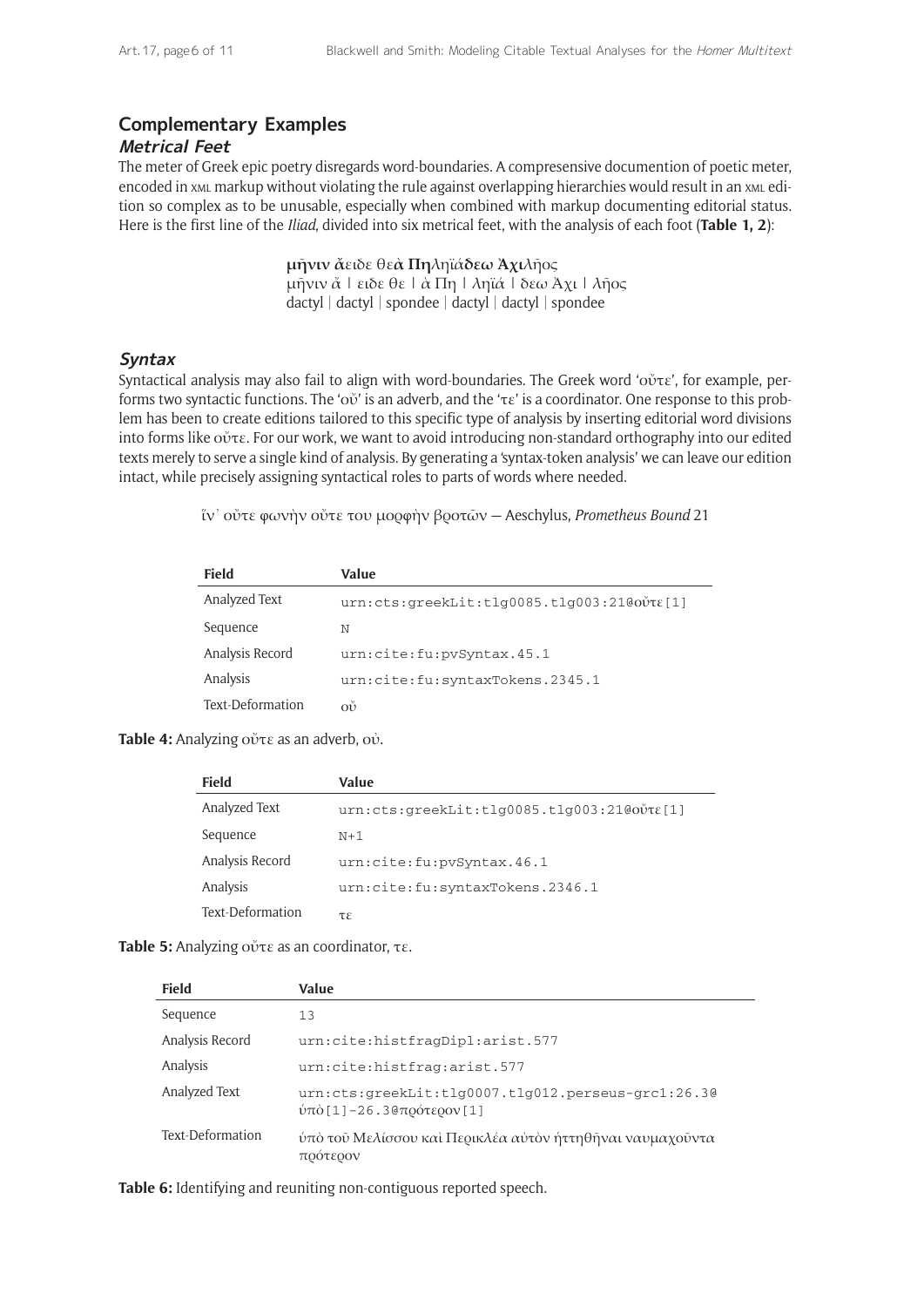## Complementary Examples

### *Metrical Feet*

The meter of Greek epic poetry disregards word-boundaries. A compresensive documention of poetic meter, encoded in XML markup without violating the rule against overlapping hierarchies would result in an XML edition so complex as to be unusable, especially when combined with markup documenting editorial status. Here is the first line of the *Iliad*, divided into six metrical feet, with the analysis of each foot (**Table 1, 2**):

**μῆνιν ἄ**ειδε θε**ὰ Πη**ληϊά**δεω Ἀχι**λῆος
μῆνιν ἄ | ειδε θε | ὰ Πη | ληϊά | δεω Ἀχι | λῆος
dactyl | dactyl | spondee | dactyl | dactyl | spondee

### *Syntax*

Syntactical analysis may also fail to align with word-boundaries. The Greek word 'οὔτε', for example, performs two syntactic functions. The 'οὔ' is an adverb, and the 'τε' is a coordinator. One response to this problem has been to create editions tailored to this specific type of analysis by inserting editorial word divisions into forms like οὔτε. For our work, we want to avoid introducing non-standard orthography into our edited texts merely to serve a single kind of analysis. By generating a 'syntax-token analysis' we can leave our edition intact, while precisely assigning syntactical roles to parts of words where needed.

ἵν᾽ οὔτε φωνὴν οὔτε του μορφὴν βροτῶν — Aeschylus, *Prometheus Bound* 21

| Field | Value |
|---|---|
| Analyzed Text | `urn:cts:greekLit:tlg0085.tlg003:21@οὔτε[1]` |
| Sequence | `N` |
| Analysis Record | `urn:cite:fu:pvSyntax.45.1` |
| Analysis | `urn:cite:fu:syntaxTokens.2345.1` |
| Text-Deformation | οὔ |

**Table 4:** Analyzing οὔτε as an adverb, οὐ.

| Field | Value |
|---|---|
| Analyzed Text | `urn:cts:greekLit:tlg0085.tlg003:21@οὔτε[1]` |
| Sequence | `N+1` |
| Analysis Record | `urn:cite:fu:pvSyntax.46.1` |
| Analysis | `urn:cite:fu:syntaxTokens.2346.1` |
| Text-Deformation | τε |

**Table 5:** Analyzing οὔτε as an coordinator, τε.

| Field | Value |
|---|---|
| Sequence | `13` |
| Analysis Record | `urn:cite:histfragDipl:arist.577` |
| Analysis | `urn:cite:histfrag:arist.577` |
| Analyzed Text | `urn:cts:greekLit:tlg0007.tlg012.perseus-grc1:26.3@ὑπὸ[1]-26.3@πρότερον[1]` |
| Text-Deformation | ὑπὸ τοῦ Μελίσσου καὶ Περικλέα αὐτὸν ἡττηθῆναι ναυμαχοῦντα πρότερον |

**Table 6:** Identifying and reuniting non-contiguous reported speech.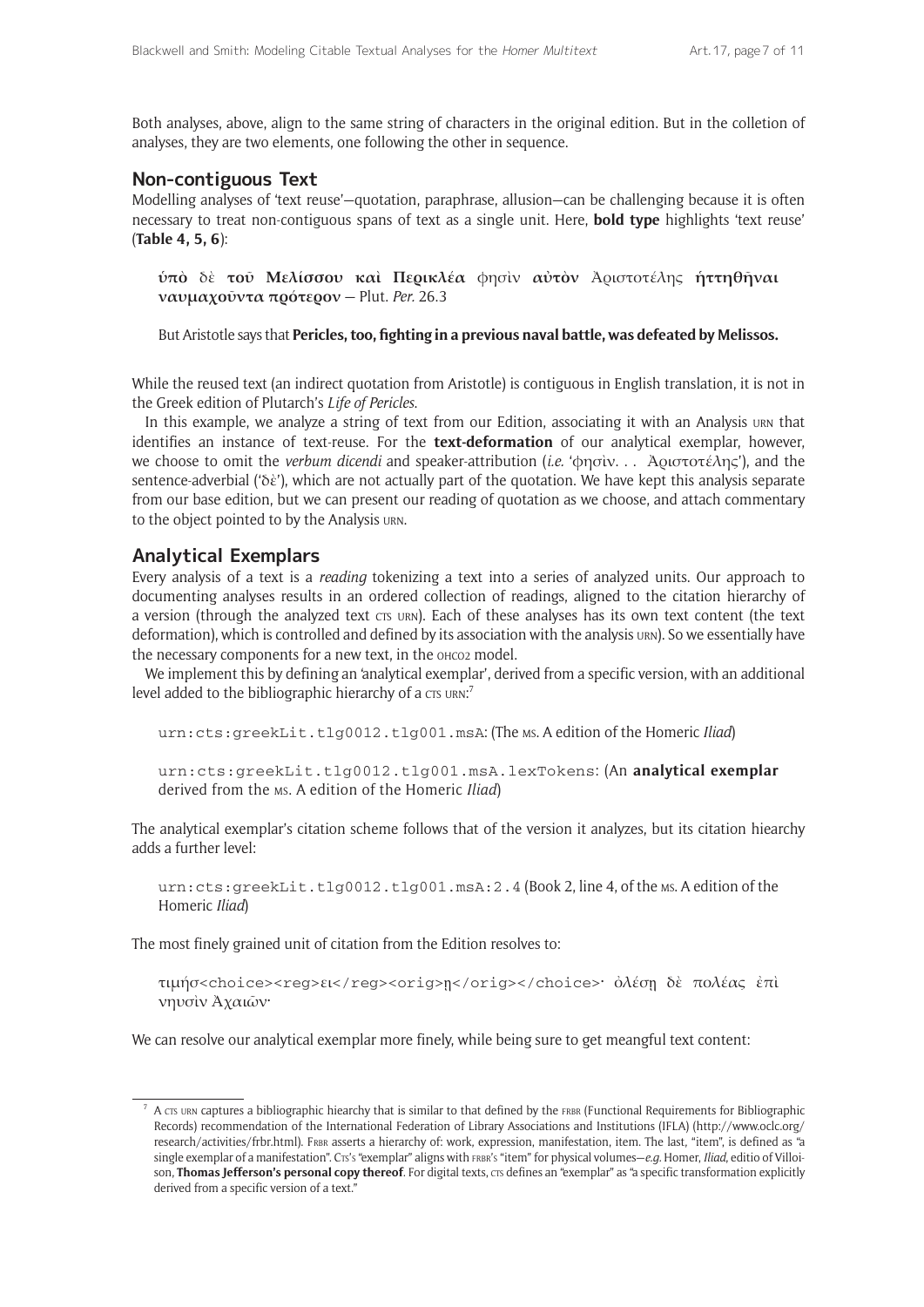Both analyses, above, align to the same string of characters in the original edition. But in the colletion of analyses, they are two elements, one following the other in sequence.

## Non-contiguous Text

Modelling analyses of 'text reuse'—quotation, paraphrase, allusion—can be challenging because it is often necessary to treat non-contiguous spans of text as a single unit. Here, **bold type** highlights 'text reuse' (**Table 4, 5, 6**):

> **ὑπὸ** δὲ **τοῦ Μελίσσου καὶ Περικλέα** φησὶν **αὐτὸν** Ἀριστοτέλης **ἡττηθῆναι ναυμαχοῦντα πρότερον** — Plut. *Per.* 26.3
>
> But Aristotle says that **Pericles, too, fighting in a previous naval battle, was defeated by Melissos.**

While the reused text (an indirect quotation from Aristotle) is contiguous in English translation, it is not in the Greek edition of Plutarch's *Life of Pericles*.

In this example, we analyze a string of text from our Edition, associating it with an Analysis URN that identifies an instance of text-reuse. For the **text-deformation** of our analytical exemplar, however, we choose to omit the *verbum dicendi* and speaker-attribution (*i.e.* 'φησὶν. . . Ἀριστοτέλης'), and the sentence-adverbial ('δὲ'), which are not actually part of the quotation. We have kept this analysis separate from our base edition, but we can present our reading of quotation as we choose, and attach commentary to the object pointed to by the Analysis URN.

## Analytical Exemplars

Every analysis of a text is a *reading* tokenizing a text into a series of analyzed units. Our approach to documenting analyses results in an ordered collection of readings, aligned to the citation hierarchy of a version (through the analyzed text CTS URN). Each of these analyses has its own text content (the text deformation), which is controlled and defined by its association with the analysis URN). So we essentially have the necessary components for a new text, in the OHCO2 model.

We implement this by defining an 'analytical exemplar', derived from a specific version, with an additional level added to the bibliographic hierarchy of a CTS URN:[7]

> `urn:cts:greekLit.tlg0012.tlg001.msA`: (The MS. A edition of the Homeric *Iliad*)
>
> `urn:cts:greekLit.tlg0012.tlg001.msA.lexTokens`: (An **analytical exemplar** derived from the MS. A edition of the Homeric *Iliad*)

The analytical exemplar's citation scheme follows that of the version it analyzes, but its citation hiearchy adds a further level:

> `urn:cts:greekLit.tlg0012.tlg001.msA:2.4` (Book 2, line 4, of the MS. A edition of the Homeric *Iliad*)

The most finely grained unit of citation from the Edition resolves to:

> τιμήσ<choice><reg>ει</reg><orig>η</orig></choice>· ὀλέσῃ δὲ πολέας ἐπὶ νηυσὶν Ἀχαιῶν·

We can resolve our analytical exemplar more finely, while being sure to get meangful text content:

---

[7] A CTS URN captures a bibliographic hiearchy that is similar to that defined by the FRBR (Functional Requirements for Bibliographic Records) recommendation of the International Federation of Library Associations and Institutions (IFLA) (http://www.oclc.org/research/activities/frbr.html). FRBR asserts a hierarchy of: work, expression, manifestation, item. The last, "item", is defined as "a single exemplar of a manifestation". CTS's "exemplar" aligns with FRBR's "item" for physical volumes—*e.g.* Homer, *Iliad*, editio of Villoison, **Thomas Jefferson's personal copy thereof**. For digital texts, CTS defines an "exemplar" as "a specific transformation explicitly derived from a specific version of a text."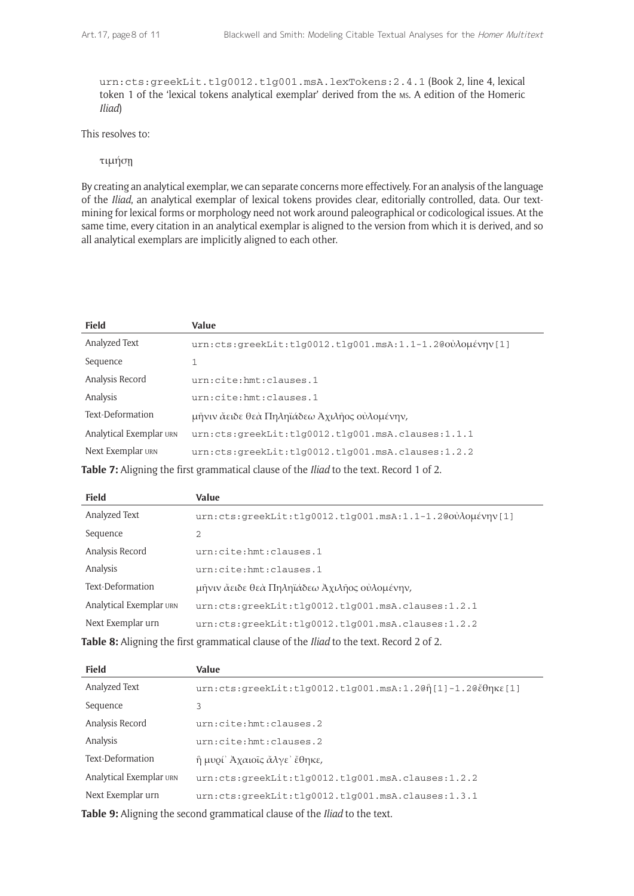`urn:cts:greekLit.tlg0012.tlg001.msA.lexTokens:2.4.1` (Book 2, line 4, lexical token 1 of the 'lexical tokens analytical exemplar' derived from the MS. A edition of the Homeric *Iliad*)

This resolves to:

τιμήσῃ

By creating an analytical exemplar, we can separate concerns more effectively. For an analysis of the language of the *Iliad*, an analytical exemplar of lexical tokens provides clear, editorially controlled, data. Our text-mining for lexical forms or morphology need not work around paleographical or codicological issues. At the same time, every citation in an analytical exemplar is aligned to the version from which it is derived, and so all analytical exemplars are implicitly aligned to each other.

| Field | Value |
|---|---|
| Analyzed Text | urn:cts:greekLit:tlg0012.tlg001.msA:1.1-1.2@οὐλομένην[1] |
| Sequence | 1 |
| Analysis Record | urn:cite:hmt:clauses.1 |
| Analysis | urn:cite:hmt:clauses.1 |
| Text-Deformation | μῆνιν ἄειδε θεὰ Πηληϊάδεω Ἀχιλῆος οὐλομένην, |
| Analytical Exemplar URN | urn:cts:greekLit:tlg0012.tlg001.msA.clauses:1.1.1 |
| Next Exemplar URN | urn:cts:greekLit:tlg0012.tlg001.msA.clauses:1.2.2 |

**Table 7:** Aligning the first grammatical clause of the *Iliad* to the text. Record 1 of 2.

| Field | Value |
|---|---|
| Analyzed Text | urn:cts:greekLit:tlg0012.tlg001.msA:1.1-1.2@οὐλομένην[1] |
| Sequence | 2 |
| Analysis Record | urn:cite:hmt:clauses.1 |
| Analysis | urn:cite:hmt:clauses.1 |
| Text-Deformation | μῆνιν ἄειδε θεὰ Πηληϊάδεω Ἀχιλῆος οὐλομένην, |
| Analytical Exemplar URN | urn:cts:greekLit:tlg0012.tlg001.msA.clauses:1.2.1 |
| Next Exemplar urn | urn:cts:greekLit:tlg0012.tlg001.msA.clauses:1.2.2 |

**Table 8:** Aligning the first grammatical clause of the *Iliad* to the text. Record 2 of 2.

| Field | Value |
|---|---|
| Analyzed Text | urn:cts:greekLit:tlg0012.tlg001.msA:1.2@ἣ[1]-1.2@ἔθηκε[1] |
| Sequence | 3 |
| Analysis Record | urn:cite:hmt:clauses.2 |
| Analysis | urn:cite:hmt:clauses.2 |
| Text-Deformation | ἣ μυρί᾽ Ἀχαιοῖς ἄλγε᾽ ἔθηκε, |
| Analytical Exemplar URN | urn:cts:greekLit:tlg0012.tlg001.msA.clauses:1.2.2 |
| Next Exemplar urn | urn:cts:greekLit:tlg0012.tlg001.msA.clauses:1.3.1 |

**Table 9:** Aligning the second grammatical clause of the *Iliad* to the text.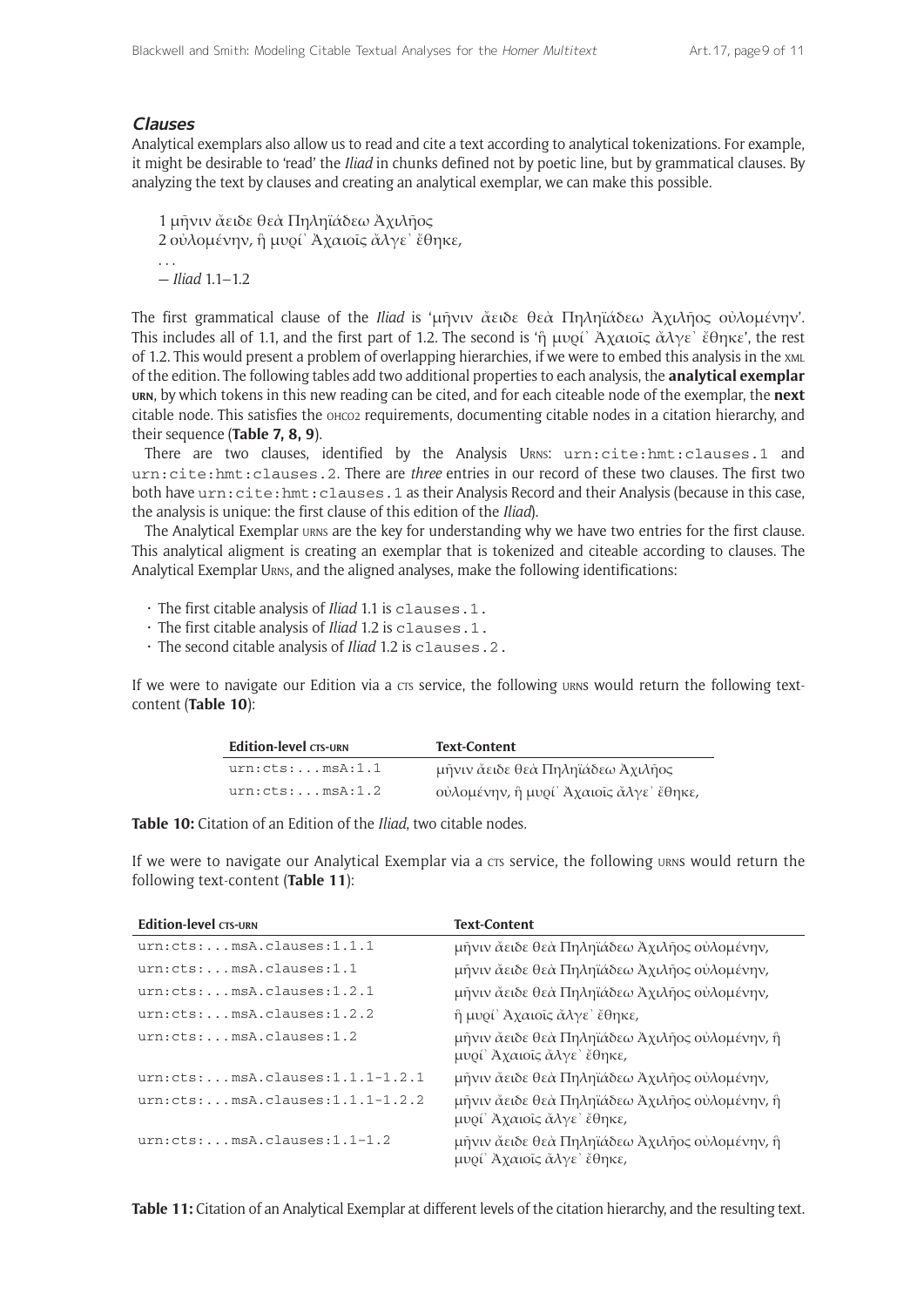### *Clauses*

Analytical exemplars also allow us to read and cite a text according to analytical tokenizations. For example, it might be desirable to 'read' the *Iliad* in chunks defined not by poetic line, but by grammatical clauses. By analyzing the text by clauses and creating an analytical exemplar, we can make this possible.

> 1 μῆνιν ἄειδε θεὰ Πηληϊάδεω Ἀχιλῆος
> 2 οὐλομένην, ἣ μυρί᾽ Ἀχαιοῖς ἄλγε᾽ ἔθηκε,
> . . .
> — *Iliad* 1.1–1.2

The first grammatical clause of the *Iliad* is 'μῆνιν ἄειδε θεὰ Πηληϊάδεω Ἀχιλῆος οὐλομένην'. This includes all of 1.1, and the first part of 1.2. The second is 'ἣ μυρί᾽ Ἀχαιοῖς ἄλγε᾽ ἔθηκε', the rest of 1.2. This would present a problem of overlapping hierarchies, if we were to embed this analysis in the XML of the edition. The following tables add two additional properties to each analysis, the **analytical exemplar URN**, by which tokens in this new reading can be cited, and for each citeable node of the exemplar, the **next** citable node. This satisfies the OHCO2 requirements, documenting citable nodes in a citation hierarchy, and their sequence (**Table 7, 8, 9**).

There are two clauses, identified by the Analysis URNS: `urn:cite:hmt:clauses.1` and `urn:cite:hmt:clauses.2`. There are *three* entries in our record of these two clauses. The first two both have `urn:cite:hmt:clauses.1` as their Analysis Record and their Analysis (because in this case, the analysis is unique: the first clause of this edition of the *Iliad*).

The Analytical Exemplar URNS are the key for understanding why we have two entries for the first clause. This analytical aligment is creating an exemplar that is tokenized and citeable according to clauses. The Analytical Exemplar URNS, and the aligned analyses, make the following identifications:

- The first citable analysis of *Iliad* 1.1 is `clauses.1.`
- The first citable analysis of *Iliad* 1.2 is `clauses.1.`
- The second citable analysis of *Iliad* 1.2 is `clauses.2.`

If we were to navigate our Edition via a CTS service, the following URNS would return the following text-content (**Table 10**):

| Edition-level CTS-URN | Text-Content |
|---|---|
| `urn:cts:...msA:1.1` | μῆνιν ἄειδε θεὰ Πηληϊάδεω Ἀχιλῆος |
| `urn:cts:...msA:1.2` | οὐλομένην, ἣ μυρί᾽ Ἀχαιοῖς ἄλγε᾽ ἔθηκε, |

**Table 10:** Citation of an Edition of the *Iliad*, two citable nodes.

If we were to navigate our Analytical Exemplar via a CTS service, the following URNS would return the following text-content (**Table 11**):

| Edition-level CTS-URN | Text-Content |
|---|---|
| `urn:cts:...msA.clauses:1.1.1` | μῆνιν ἄειδε θεὰ Πηληϊάδεω Ἀχιλῆος οὐλομένην, |
| `urn:cts:...msA.clauses:1.1` | μῆνιν ἄειδε θεὰ Πηληϊάδεω Ἀχιλῆος οὐλομένην, |
| `urn:cts:...msA.clauses:1.2.1` | μῆνιν ἄειδε θεὰ Πηληϊάδεω Ἀχιλῆος οὐλομένην, |
| `urn:cts:...msA.clauses:1.2.2` | ἣ μυρί᾽ Ἀχαιοῖς ἄλγε᾽ ἔθηκε, |
| `urn:cts:...msA.clauses:1.2` | μῆνιν ἄειδε θεὰ Πηληϊάδεω Ἀχιλῆος οὐλομένην, ἣ μυρί᾽ Ἀχαιοῖς ἄλγε᾽ ἔθηκε, |
| `urn:cts:...msA.clauses:1.1.1-1.2.1` | μῆνιν ἄειδε θεὰ Πηληϊάδεω Ἀχιλῆος οὐλομένην, |
| `urn:cts:...msA.clauses:1.1.1-1.2.2` | μῆνιν ἄειδε θεὰ Πηληϊάδεω Ἀχιλῆος οὐλομένην, ἣ μυρί᾽ Ἀχαιοῖς ἄλγε᾽ ἔθηκε, |
| `urn:cts:...msA.clauses:1.1-1.2` | μῆνιν ἄειδε θεὰ Πηληϊάδεω Ἀχιλῆος οὐλομένην, ἣ μυρί᾽ Ἀχαιοῖς ἄλγε᾽ ἔθηκε, |

**Table 11:** Citation of an Analytical Exemplar at different levels of the citation hierarchy, and the resulting text.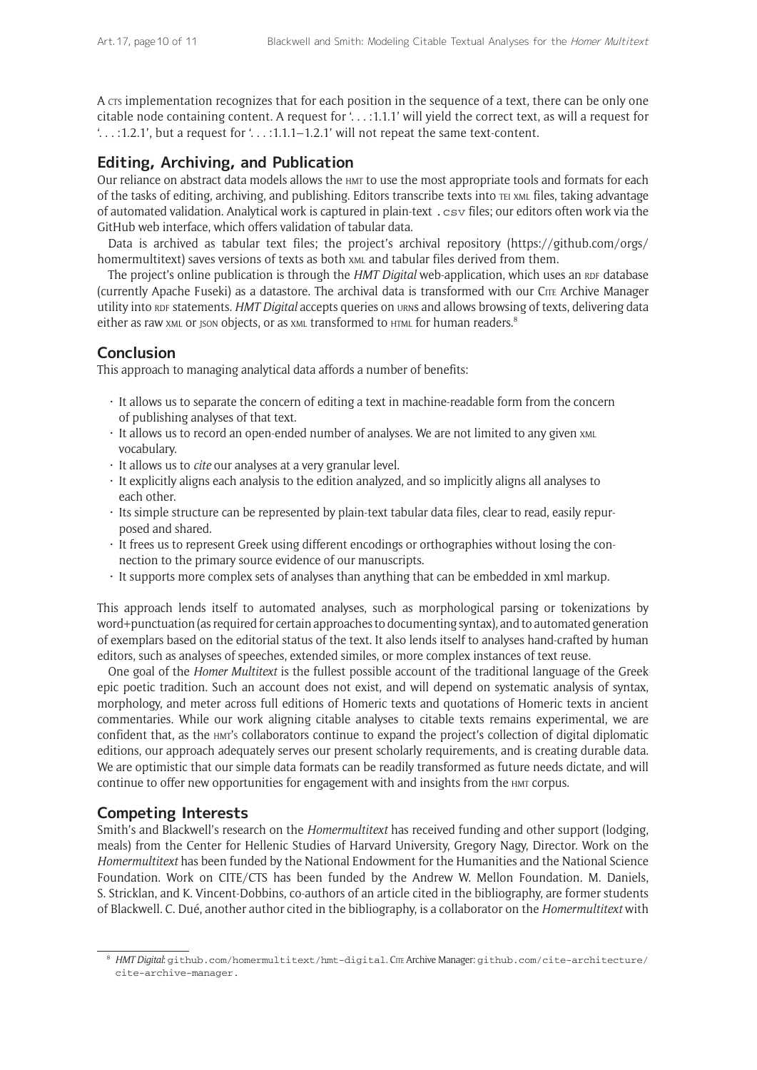A CTS implementation recognizes that for each position in the sequence of a text, there can be only one citable node containing content. A request for '. . . :1.1.1' will yield the correct text, as will a request for '. . . :1.2.1', but a request for '. . . :1.1.1–1.2.1' will not repeat the same text-content.

## Editing, Archiving, and Publication

Our reliance on abstract data models allows the HMT to use the most appropriate tools and formats for each of the tasks of editing, archiving, and publishing. Editors transcribe texts into TEI XML files, taking advantage of automated validation. Analytical work is captured in plain-text `.csv` files; our editors often work via the GitHub web interface, which offers validation of tabular data.

Data is archived as tabular text files; the project's archival repository (https://github.com/orgs/homermultitext) saves versions of texts as both XML and tabular files derived from them.

The project's online publication is through the *HMT Digital* web-application, which uses an RDF database (currently Apache Fuseki) as a datastore. The archival data is transformed with our CITE Archive Manager utility into RDF statements. *HMT Digital* accepts queries on URNS and allows browsing of texts, delivering data either as raw XML or JSON objects, or as XML transformed to HTML for human readers.[8]

## Conclusion

This approach to managing analytical data affords a number of benefits:

- It allows us to separate the concern of editing a text in machine-readable form from the concern of publishing analyses of that text.
- It allows us to record an open-ended number of analyses. We are not limited to any given XML vocabulary.
- It allows us to *cite* our analyses at a very granular level.
- It explicitly aligns each analysis to the edition analyzed, and so implicitly aligns all analyses to each other.
- Its simple structure can be represented by plain-text tabular data files, clear to read, easily repurposed and shared.
- It frees us to represent Greek using different encodings or orthographies without losing the connection to the primary source evidence of our manuscripts.
- It supports more complex sets of analyses than anything that can be embedded in xml markup.

This approach lends itself to automated analyses, such as morphological parsing or tokenizations by word+punctuation (as required for certain approaches to documenting syntax), and to automated generation of exemplars based on the editorial status of the text. It also lends itself to analyses hand-crafted by human editors, such as analyses of speeches, extended similes, or more complex instances of text reuse.

One goal of the *Homer Multitext* is the fullest possible account of the traditional language of the Greek epic poetic tradition. Such an account does not exist, and will depend on systematic analysis of syntax, morphology, and meter across full editions of Homeric texts and quotations of Homeric texts in ancient commentaries. While our work aligning citable analyses to citable texts remains experimental, we are confident that, as the HMT's collaborators continue to expand the project's collection of digital diplomatic editions, our approach adequately serves our present scholarly requirements, and is creating durable data. We are optimistic that our simple data formats can be readily transformed as future needs dictate, and will continue to offer new opportunities for engagement with and insights from the HMT corpus.

## Competing Interests

Smith's and Blackwell's research on the *Homermultitext* has received funding and other support (lodging, meals) from the Center for Hellenic Studies of Harvard University, Gregory Nagy, Director. Work on the *Homermultitext* has been funded by the National Endowment for the Humanities and the National Science Foundation. Work on CITE/CTS has been funded by the Andrew W. Mellon Foundation. M. Daniels, S. Stricklan, and K. Vincent-Dobbins, co-authors of an article cited in the bibliography, are former students of Blackwell. C. Dué, another author cited in the bibliography, is a collaborator on the *Homermultitext* with

---

[8] *HMT Digital*: `github.com/homermultitext/hmt-digital`. CITE Archive Manager: `github.com/cite-architecture/cite-archive-manager`.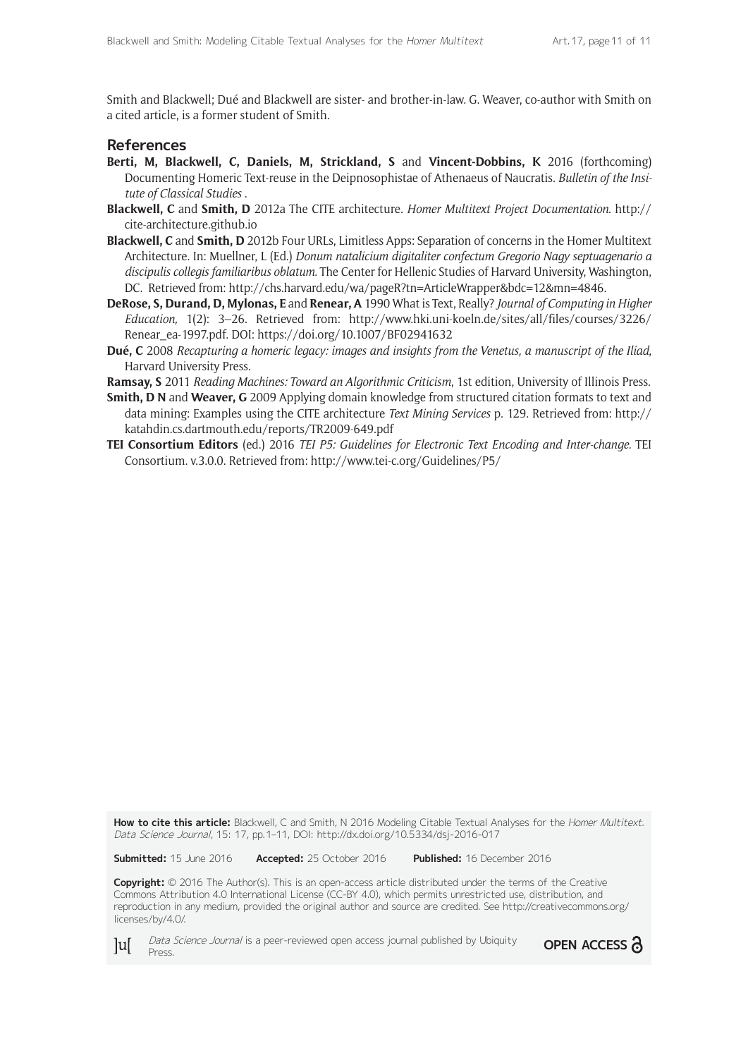Smith and Blackwell; Dué and Blackwell are sister- and brother-in-law. G. Weaver, co-author with Smith on a cited article, is a former student of Smith.

## References

**Berti, M, Blackwell, C, Daniels, M, Strickland, S** and **Vincent-Dobbins, K** 2016 (forthcoming) Documenting Homeric Text-reuse in the Deipnosophistae of Athenaeus of Naucratis. *Bulletin of the Insitute of Classical Studies* .

**Blackwell, C** and **Smith, D** 2012a The CITE architecture. *Homer Multitext Project Documentation*. http://cite-architecture.github.io

**Blackwell, C** and **Smith, D** 2012b Four URLs, Limitless Apps: Separation of concerns in the Homer Multitext Architecture. In: Muellner, L (Ed.) *Donum natalicium digitaliter confectum Gregorio Nagy septuagenario a discipulis collegis familiaribus oblatum*. The Center for Hellenic Studies of Harvard University, Washington, DC. Retrieved from: http://chs.harvard.edu/wa/pageR?tn=ArticleWrapper&bdc=12&mn=4846.

**DeRose, S, Durand, D, Mylonas, E** and **Renear, A** 1990 What is Text, Really? *Journal of Computing in Higher Education,* 1(2): 3–26. Retrieved from: http://www.hki.uni-koeln.de/sites/all/files/courses/3226/Renear_ea-1997.pdf. DOI: https://doi.org/10.1007/BF02941632

**Dué, C** 2008 *Recapturing a homeric legacy: images and insights from the Venetus, a manuscript of the Iliad*, Harvard University Press.

**Ramsay, S** 2011 *Reading Machines: Toward an Algorithmic Criticism*, 1st edition, University of Illinois Press.

**Smith, D N** and **Weaver, G** 2009 Applying domain knowledge from structured citation formats to text and data mining: Examples using the CITE architecture *Text Mining Services* p. 129. Retrieved from: http://katahdin.cs.dartmouth.edu/reports/TR2009-649.pdf

**TEI Consortium Editors** (ed.) 2016 *TEI P5: Guidelines for Electronic Text Encoding and Inter-change.* TEI Consortium. v.3.0.0. Retrieved from: http://www.tei-c.org/Guidelines/P5/

**How to cite this article:** Blackwell, C and Smith, N 2016 Modeling Citable Textual Analyses for the *Homer Multitext*. *Data Science Journal,* 15: 17, pp.1–11, DOI: http://dx.doi.org/10.5334/dsj-2016-017

**Submitted:** 15 June 2016 **Accepted:** 25 October 2016 **Published:** 16 December 2016

**Copyright:** © 2016 The Author(s). This is an open-access article distributed under the terms of the Creative Commons Attribution 4.0 International License (CC-BY 4.0), which permits unrestricted use, distribution, and reproduction in any medium, provided the original author and source are credited. See http://creativecommons.org/licenses/by/4.0/.

*Data Science Journal* is a peer-reviewed open access journal published by Ubiquity Press.

**OPEN ACCESS**